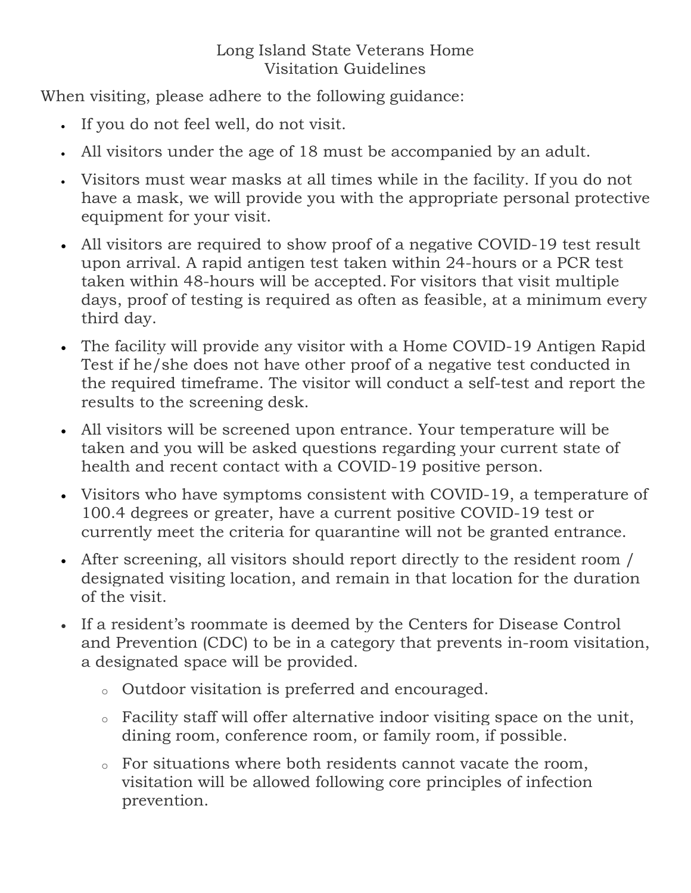# Long Island State Veterans Home
## Visitation Guidelines

When visiting, please adhere to the following guidance:

- If you do not feel well, do not visit.
- All visitors under the age of 18 must be accompanied by an adult.
- Visitors must wear masks at all times while in the facility. If you do not have a mask, we will provide you with the appropriate personal protective equipment for your visit.
- All visitors are required to show proof of a negative COVID-19 test result upon arrival. A rapid antigen test taken within 24-hours or a PCR test taken within 48-hours will be accepted. For visitors that visit multiple days, proof of testing is required as often as feasible, at a minimum every third day.
- The facility will provide any visitor with a Home COVID-19 Antigen Rapid Test if he/she does not have other proof of a negative test conducted in the required timeframe. The visitor will conduct a self-test and report the results to the screening desk.
- All visitors will be screened upon entrance. Your temperature will be taken and you will be asked questions regarding your current state of health and recent contact with a COVID-19 positive person.
- Visitors who have symptoms consistent with COVID-19, a temperature of 100.4 degrees or greater, have a current positive COVID-19 test or currently meet the criteria for quarantine will not be granted entrance.
- After screening, all visitors should report directly to the resident room / designated visiting location, and remain in that location for the duration of the visit.
- If a resident's roommate is deemed by the Centers for Disease Control and Prevention (CDC) to be in a category that prevents in-room visitation, a designated space will be provided.
  - Outdoor visitation is preferred and encouraged.
  - Facility staff will offer alternative indoor visiting space on the unit, dining room, conference room, or family room, if possible.
  - For situations where both residents cannot vacate the room, visitation will be allowed following core principles of infection prevention.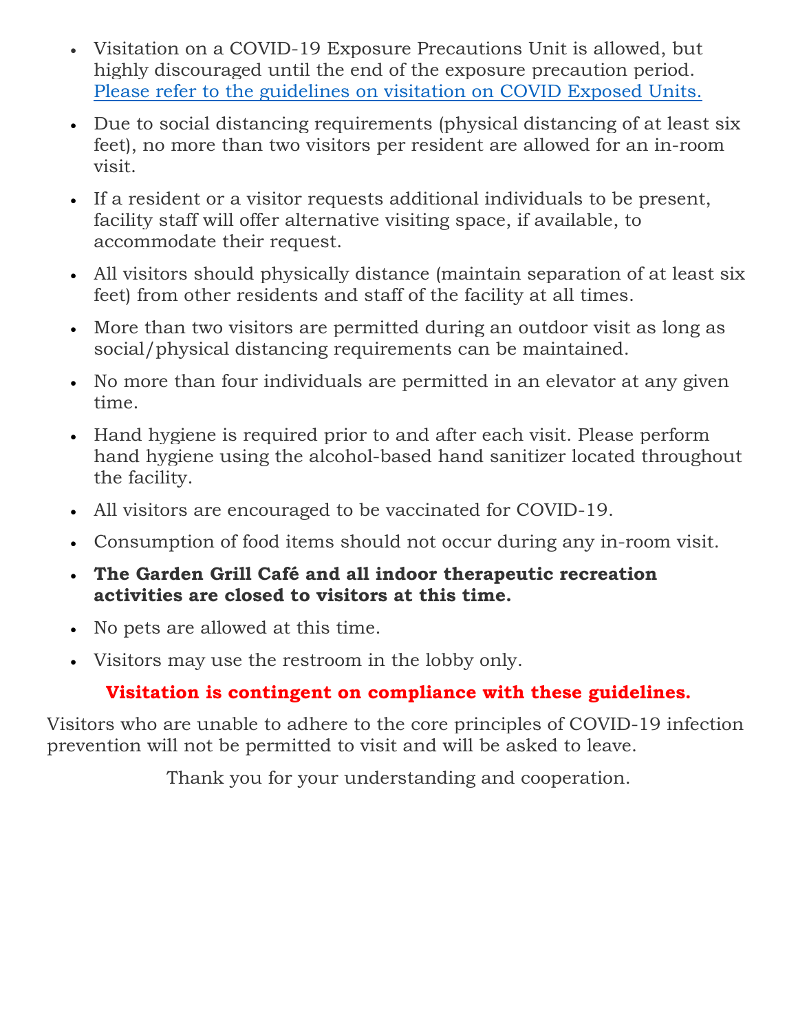- Visitation on a COVID-19 Exposure Precautions Unit is allowed, but highly discouraged until the end of the exposure precaution period. Please refer to the guidelines on visitation on COVID Exposed Units.
- Due to social distancing requirements (physical distancing of at least six feet), no more than two visitors per resident are allowed for an in-room visit.
- If a resident or a visitor requests additional individuals to be present, facility staff will offer alternative visiting space, if available, to accommodate their request.
- All visitors should physically distance (maintain separation of at least six feet) from other residents and staff of the facility at all times.
- More than two visitors are permitted during an outdoor visit as long as social/physical distancing requirements can be maintained.
- No more than four individuals are permitted in an elevator at any given time.
- Hand hygiene is required prior to and after each visit. Please perform hand hygiene using the alcohol-based hand sanitizer located throughout the facility.
- All visitors are encouraged to be vaccinated for COVID-19.
- Consumption of food items should not occur during any in-room visit.
- **The Garden Grill Café and all indoor therapeutic recreation activities are closed to visitors at this time.**
- No pets are allowed at this time.
- Visitors may use the restroom in the lobby only.

**Visitation is contingent on compliance with these guidelines.**

Visitors who are unable to adhere to the core principles of COVID-19 infection prevention will not be permitted to visit and will be asked to leave.

Thank you for your understanding and cooperation.